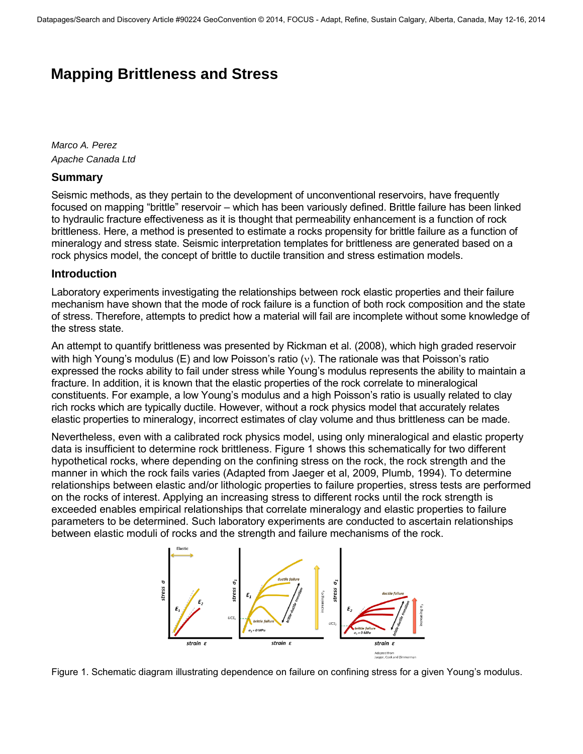# Mapping Brittleness and Stress

*Marco A. Perez*
*Apache Canada Ltd*

## Summary

Seismic methods, as they pertain to the development of unconventional reservoirs, have frequently focused on mapping "brittle" reservoir – which has been variously defined. Brittle failure has been linked to hydraulic fracture effectiveness as it is thought that permeability enhancement is a function of rock brittleness. Here, a method is presented to estimate a rocks propensity for brittle failure as a function of mineralogy and stress state. Seismic interpretation templates for brittleness are generated based on a rock physics model, the concept of brittle to ductile transition and stress estimation models.

## Introduction

Laboratory experiments investigating the relationships between rock elastic properties and their failure mechanism have shown that the mode of rock failure is a function of both rock composition and the state of stress. Therefore, attempts to predict how a material will fail are incomplete without some knowledge of the stress state.

An attempt to quantify brittleness was presented by Rickman et al. (2008), which high graded reservoir with high Young's modulus (E) and low Poisson's ratio ($\nu$). The rationale was that Poisson's ratio expressed the rocks ability to fail under stress while Young's modulus represents the ability to maintain a fracture. In addition, it is known that the elastic properties of the rock correlate to mineralogical constituents. For example, a low Young's modulus and a high Poisson's ratio is usually related to clay rich rocks which are typically ductile. However, without a rock physics model that accurately relates elastic properties to mineralogy, incorrect estimates of clay volume and thus brittleness can be made.

Nevertheless, even with a calibrated rock physics model, using only mineralogical and elastic property data is insufficient to determine rock brittleness. Figure 1 shows this schematically for two different hypothetical rocks, where depending on the confining stress on the rock, the rock strength and the manner in which the rock fails varies (Adapted from Jaeger et al, 2009, Plumb, 1994). To determine relationships between elastic and/or lithologic properties to failure properties, stress tests are performed on the rocks of interest. Applying an increasing stress to different rocks until the rock strength is exceeded enables empirical relationships that correlate mineralogy and elastic properties to failure parameters to be determined. Such laboratory experiments are conducted to ascertain relationships between elastic moduli of rocks and the strength and failure mechanisms of the rock.

Figure 1. Schematic diagram illustrating dependence on failure on confining stress for a given Young's modulus.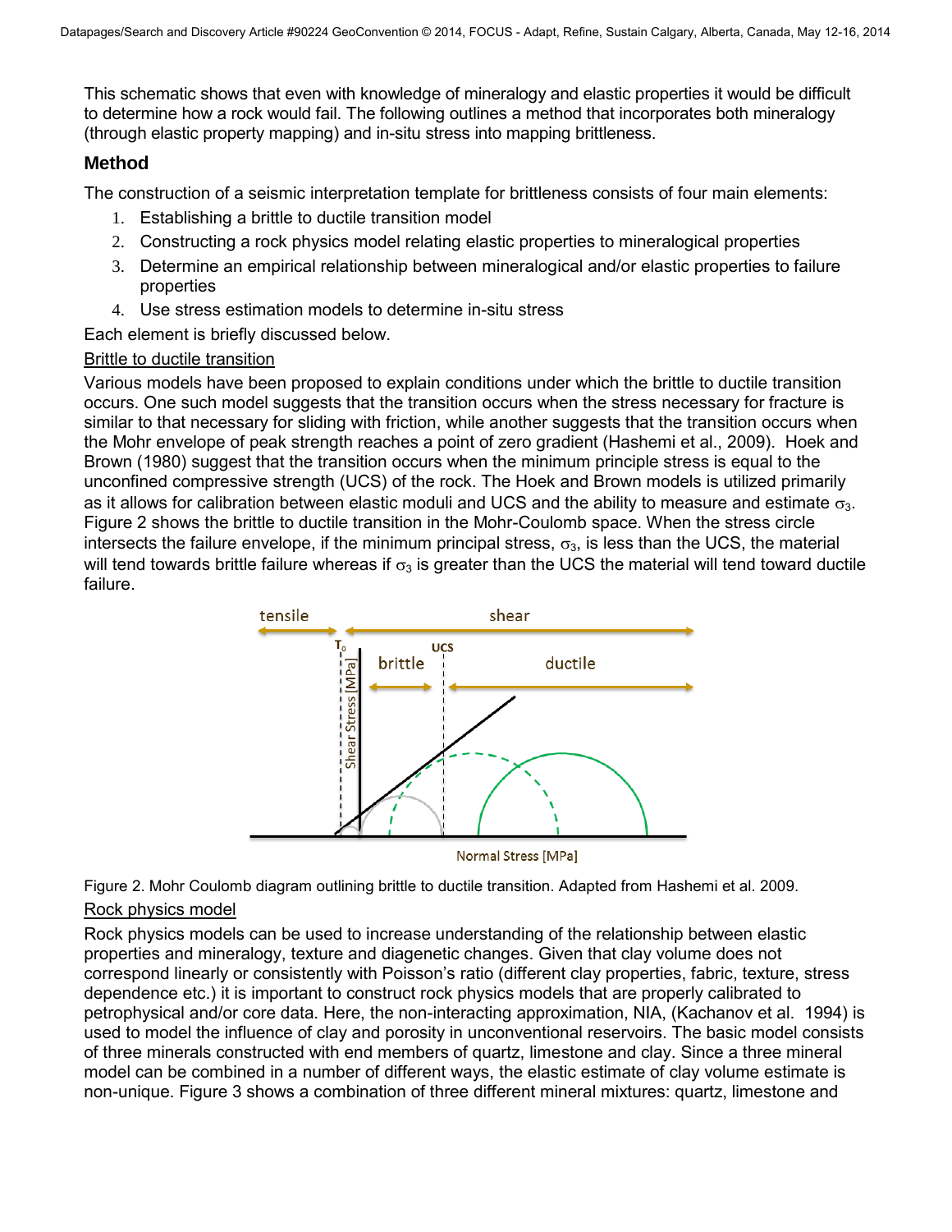This schematic shows that even with knowledge of mineralogy and elastic properties it would be difficult to determine how a rock would fail. The following outlines a method that incorporates both mineralogy (through elastic property mapping) and in-situ stress into mapping brittleness.

## Method

The construction of a seismic interpretation template for brittleness consists of four main elements:

1. Establishing a brittle to ductile transition model
2. Constructing a rock physics model relating elastic properties to mineralogical properties
3. Determine an empirical relationship between mineralogical and/or elastic properties to failure properties
4. Use stress estimation models to determine in-situ stress

Each element is briefly discussed below.

### Brittle to ductile transition

Various models have been proposed to explain conditions under which the brittle to ductile transition occurs. One such model suggests that the transition occurs when the stress necessary for fracture is similar to that necessary for sliding with friction, while another suggests that the transition occurs when the Mohr envelope of peak strength reaches a point of zero gradient (Hashemi et al., 2009). Hoek and Brown (1980) suggest that the transition occurs when the minimum principle stress is equal to the unconfined compressive strength (UCS) of the rock. The Hoek and Brown models is utilized primarily as it allows for calibration between elastic moduli and UCS and the ability to measure and estimate $\sigma_3$. Figure 2 shows the brittle to ductile transition in the Mohr-Coulomb space. When the stress circle intersects the failure envelope, if the minimum principal stress, $\sigma_3$, is less than the UCS, the material will tend towards brittle failure whereas if $\sigma_3$ is greater than the UCS the material will tend toward ductile failure.

Figure 2. Mohr Coulomb diagram outlining brittle to ductile transition. Adapted from Hashemi et al. 2009.

### Rock physics model

Rock physics models can be used to increase understanding of the relationship between elastic properties and mineralogy, texture and diagenetic changes. Given that clay volume does not correspond linearly or consistently with Poisson's ratio (different clay properties, fabric, texture, stress dependence etc.) it is important to construct rock physics models that are properly calibrated to petrophysical and/or core data. Here, the non-interacting approximation, NIA, (Kachanov et al. 1994) is used to model the influence of clay and porosity in unconventional reservoirs. The basic model consists of three minerals constructed with end members of quartz, limestone and clay. Since a three mineral model can be combined in a number of different ways, the elastic estimate of clay volume estimate is non-unique. Figure 3 shows a combination of three different mineral mixtures: quartz, limestone and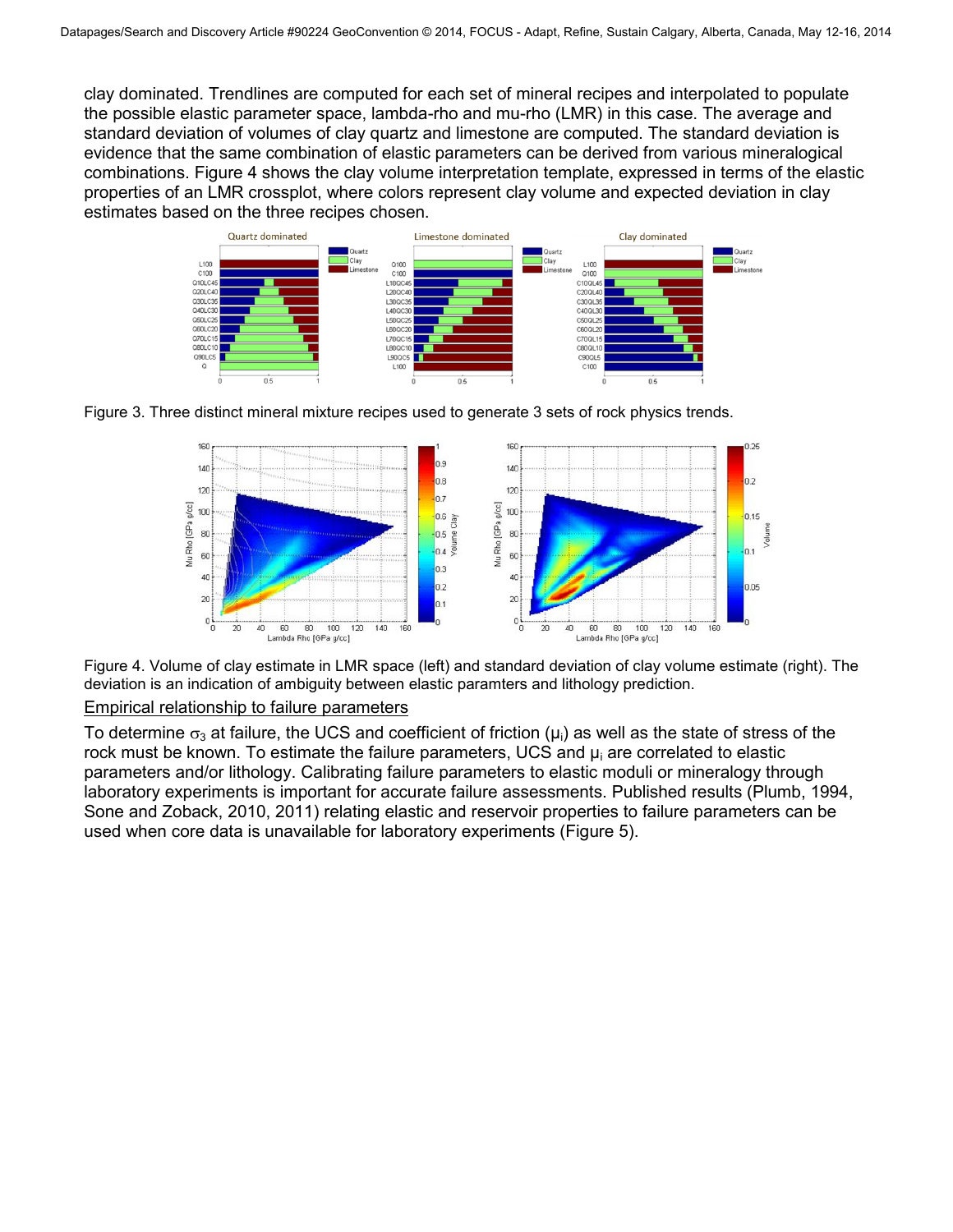clay dominated. Trendlines are computed for each set of mineral recipes and interpolated to populate the possible elastic parameter space, lambda-rho and mu-rho (LMR) in this case. The average and standard deviation of volumes of clay quartz and limestone are computed. The standard deviation is evidence that the same combination of elastic parameters can be derived from various mineralogical combinations. Figure 4 shows the clay volume interpretation template, expressed in terms of the elastic properties of an LMR crossplot, where colors represent clay volume and expected deviation in clay estimates based on the three recipes chosen.

Figure 3. Three distinct mineral mixture recipes used to generate 3 sets of rock physics trends.

Figure 4. Volume of clay estimate in LMR space (left) and standard deviation of clay volume estimate (right). The deviation is an indication of ambiguity between elastic paramters and lithology prediction.

## Empirical relationship to failure parameters

To determine $\sigma_3$ at failure, the UCS and coefficient of friction ($\mu_i$) as well as the state of stress of the rock must be known. To estimate the failure parameters, UCS and $\mu_i$ are correlated to elastic parameters and/or lithology. Calibrating failure parameters to elastic moduli or mineralogy through laboratory experiments is important for accurate failure assessments. Published results (Plumb, 1994, Sone and Zoback, 2010, 2011) relating elastic and reservoir properties to failure parameters can be used when core data is unavailable for laboratory experiments (Figure 5).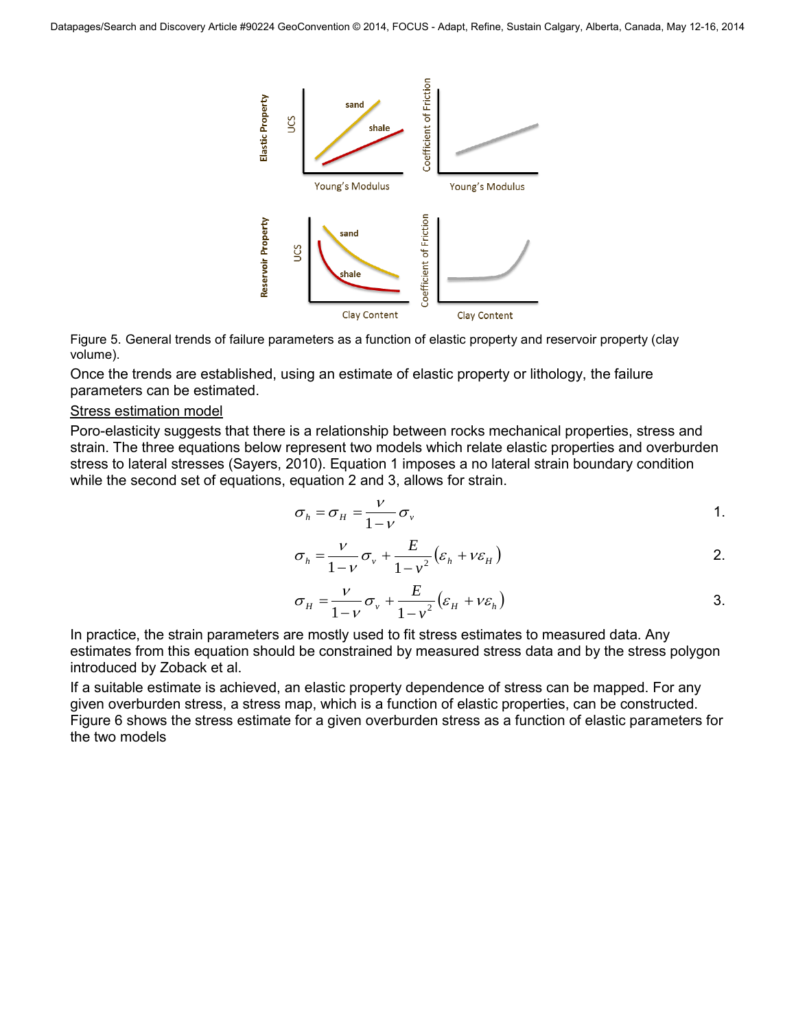Figure 5. General trends of failure parameters as a function of elastic property and reservoir property (clay volume).

Once the trends are established, using an estimate of elastic property or lithology, the failure parameters can be estimated.

Stress estimation model

Poro-elasticity suggests that there is a relationship between rocks mechanical properties, stress and strain. The three equations below represent two models which relate elastic properties and overburden stress to lateral stresses (Sayers, 2010). Equation 1 imposes a no lateral strain boundary condition while the second set of equations, equation 2 and 3, allows for strain.

$$\sigma_h = \sigma_H = \frac{\nu}{1-\nu}\sigma_v \qquad 1.$$

$$\sigma_h = \frac{\nu}{1-\nu}\sigma_v + \frac{E}{1-\nu^2}\left(\varepsilon_h + \nu\varepsilon_H\right) \qquad 2.$$

$$\sigma_H = \frac{\nu}{1-\nu}\sigma_v + \frac{E}{1-\nu^2}\left(\varepsilon_H + \nu\varepsilon_h\right) \qquad 3.$$

In practice, the strain parameters are mostly used to fit stress estimates to measured data. Any estimates from this equation should be constrained by measured stress data and by the stress polygon introduced by Zoback et al.

If a suitable estimate is achieved, an elastic property dependence of stress can be mapped. For any given overburden stress, a stress map, which is a function of elastic properties, can be constructed. Figure 6 shows the stress estimate for a given overburden stress as a function of elastic parameters for the two models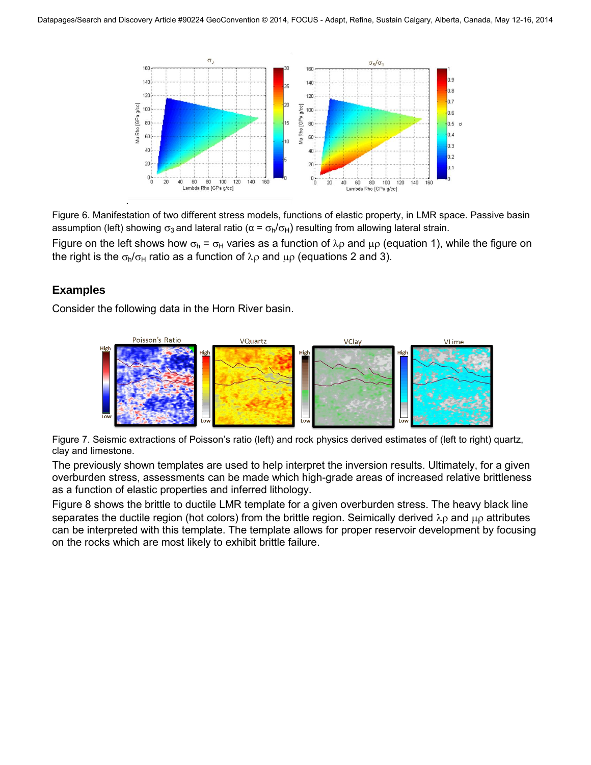Figure 6. Manifestation of two different stress models, functions of elastic property, in LMR space. Passive basin assumption (left) showing $\sigma_3$ and lateral ratio ($\alpha = \sigma_h/\sigma_H$) resulting from allowing lateral strain.

Figure on the left shows how $\sigma_h = \sigma_H$ varies as a function of $\lambda\rho$ and $\mu\rho$ (equation 1), while the figure on the right is the $\sigma_h/\sigma_H$ ratio as a function of $\lambda\rho$ and $\mu\rho$ (equations 2 and 3).

## Examples

Consider the following data in the Horn River basin.

Figure 7. Seismic extractions of Poisson's ratio (left) and rock physics derived estimates of (left to right) quartz, clay and limestone.

The previously shown templates are used to help interpret the inversion results. Ultimately, for a given overburden stress, assessments can be made which high-grade areas of increased relative brittleness as a function of elastic properties and inferred lithology.

Figure 8 shows the brittle to ductile LMR template for a given overburden stress. The heavy black line separates the ductile region (hot colors) from the brittle region. Seimically derived $\lambda\rho$ and $\mu\rho$ attributes can be interpreted with this template. The template allows for proper reservoir development by focusing on the rocks which are most likely to exhibit brittle failure.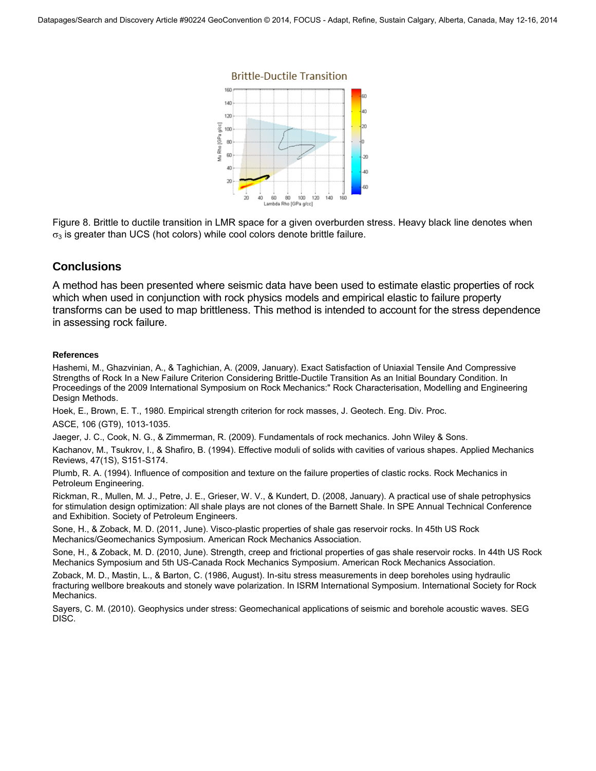Brittle-Ductile Transition

Mu Rho [GPa g/cc]

Lambda Rho [GPa g/cc]

160
140
120
100
80
60
40
20

20 40 60 80 100 120 140 160

60
40
20
0
-20
-40
-60

Figure 8. Brittle to ductile transition in LMR space for a given overburden stress. Heavy black line denotes when $\sigma_3$ is greater than UCS (hot colors) while cool colors denote brittle failure.

## Conclusions

A method has been presented where seismic data have been used to estimate elastic properties of rock which when used in conjunction with rock physics models and empirical elastic to failure property transforms can be used to map brittleness. This method is intended to account for the stress dependence in assessing rock failure.

#### References

Hashemi, M., Ghazvinian, A., & Taghichian, A. (2009, January). Exact Satisfaction of Uniaxial Tensile And Compressive Strengths of Rock In a New Failure Criterion Considering Brittle-Ductile Transition As an Initial Boundary Condition. In Proceedings of the 2009 International Symposium on Rock Mechanics:" Rock Characterisation, Modelling and Engineering Design Methods.

Hoek, E., Brown, E. T., 1980. Empirical strength criterion for rock masses, J. Geotech. Eng. Div. Proc.

ASCE, 106 (GT9), 1013-1035.

Jaeger, J. C., Cook, N. G., & Zimmerman, R. (2009). Fundamentals of rock mechanics. John Wiley & Sons.

Kachanov, M., Tsukrov, I., & Shafiro, B. (1994). Effective moduli of solids with cavities of various shapes. Applied Mechanics Reviews, 47(1S), S151-S174.

Plumb, R. A. (1994). Influence of composition and texture on the failure properties of clastic rocks. Rock Mechanics in Petroleum Engineering.

Rickman, R., Mullen, M. J., Petre, J. E., Grieser, W. V., & Kundert, D. (2008, January). A practical use of shale petrophysics for stimulation design optimization: All shale plays are not clones of the Barnett Shale. In SPE Annual Technical Conference and Exhibition. Society of Petroleum Engineers.

Sone, H., & Zoback, M. D. (2011, June). Visco-plastic properties of shale gas reservoir rocks. In 45th US Rock Mechanics/Geomechanics Symposium. American Rock Mechanics Association.

Sone, H., & Zoback, M. D. (2010, June). Strength, creep and frictional properties of gas shale reservoir rocks. In 44th US Rock Mechanics Symposium and 5th US-Canada Rock Mechanics Symposium. American Rock Mechanics Association.

Zoback, M. D., Mastin, L., & Barton, C. (1986, August). In-situ stress measurements in deep boreholes using hydraulic fracturing wellbore breakouts and stonely wave polarization. In ISRM International Symposium. International Society for Rock Mechanics.

Sayers, C. M. (2010). Geophysics under stress: Geomechanical applications of seismic and borehole acoustic waves. SEG DISC.